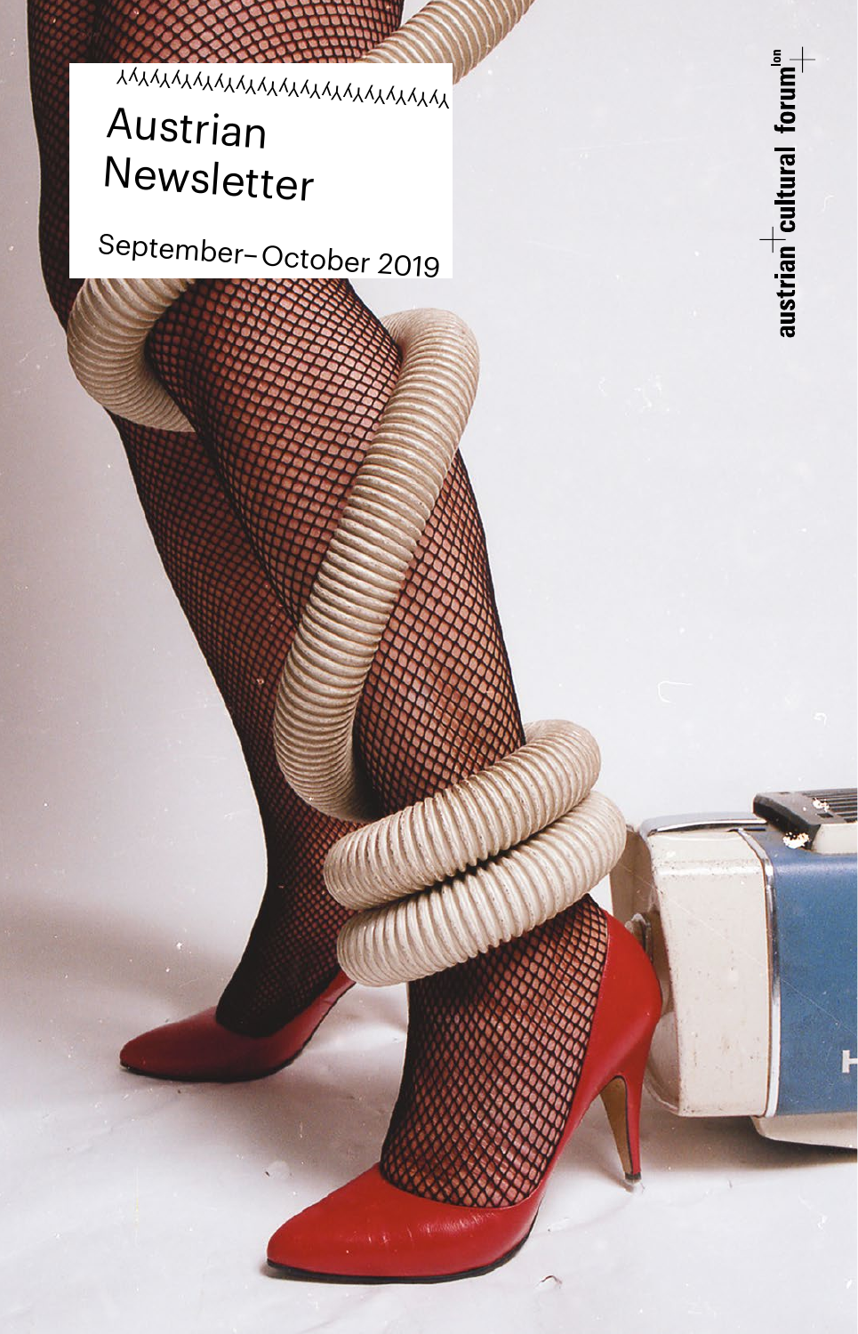# Austrian Newsletter

September–October 2019

austrian cultural forum lon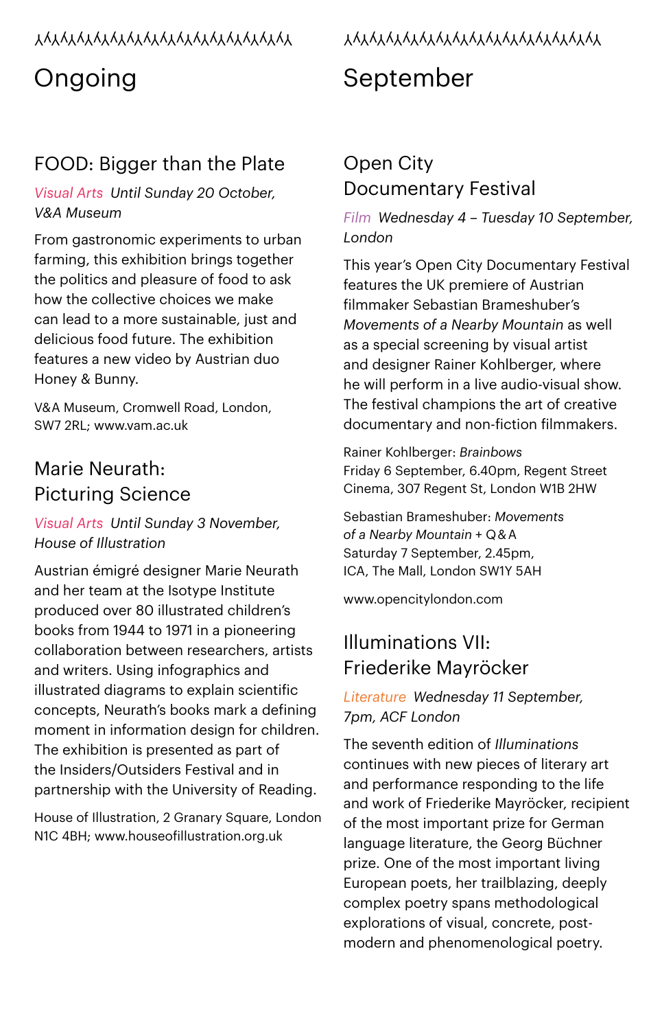## Ongoing

### FOOD: Bigger than the Plate

Visual Arts *Until Sunday 20 October, V&A Museum*

From gastronomic experiments to urban farming, this exhibition brings together the politics and pleasure of food to ask how the collective choices we make can lead to a more sustainable, just and delicious food future. The exhibition features a new video by Austrian duo Honey & Bunny.

V&A Museum, Cromwell Road, London, SW7 2RL; www.vam.ac.uk

### Marie Neurath: Picturing Science

Visual Arts *Until Sunday 3 November, House of Illustration*

Austrian émigré designer Marie Neurath and her team at the Isotype Institute produced over 80 illustrated children's books from 1944 to 1971 in a pioneering collaboration between researchers, artists and writers. Using infographics and illustrated diagrams to explain scientific concepts, Neurath's books mark a defining moment in information design for children. The exhibition is presented as part of the Insiders/Outsiders Festival and in partnership with the University of Reading.

House of Illustration, 2 Granary Square, London N1C 4BH; www.houseofillustration.org.uk

## September

### Open City Documentary Festival

Film *Wednesday 4 – Tuesday 10 September, London*

This year's Open City Documentary Festival features the UK premiere of Austrian filmmaker Sebastian Brameshuber's *Movements of a Nearby Mountain* as well as a special screening by visual artist and designer Rainer Kohlberger, where he will perform in a live audio-visual show. The festival champions the art of creative documentary and non-fiction filmmakers.

Rainer Kohlberger: *Brainbows*
Friday 6 September, 6.40pm, Regent Street Cinema, 307 Regent St, London W1B 2HW

Sebastian Brameshuber: *Movements of a Nearby Mountain* + Q & A
Saturday 7 September, 2.45pm, ICA, The Mall, London SW1Y 5AH

www.opencitylondon.com

### Illuminations VII: Friederike Mayröcker

Literature *Wednesday 11 September, 7pm, ACF London*

The seventh edition of *Illuminations* continues with new pieces of literary art and performance responding to the life and work of Friederike Mayröcker, recipient of the most important prize for German language literature, the Georg Büchner prize. One of the most important living European poets, her trailblazing, deeply complex poetry spans methodological explorations of visual, concrete, post-modern and phenomenological poetry.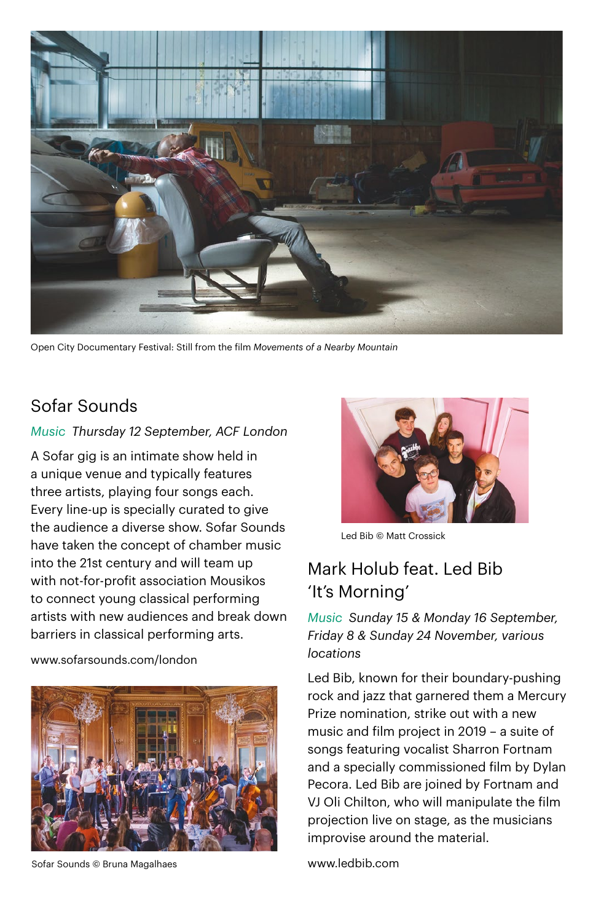Open City Documentary Festival: Still from the film *Movements of a Nearby Mountain*

## Sofar Sounds

*Music Thursday 12 September, ACF London*

A Sofar gig is an intimate show held in a unique venue and typically features three artists, playing four songs each. Every line-up is specially curated to give the audience a diverse show. Sofar Sounds have taken the concept of chamber music into the 21st century and will team up with not-for-profit association Mousikos to connect young classical performing artists with new audiences and break down barriers in classical performing arts.

www.sofarsounds.com/london

Sofar Sounds © Bruna Magalhaes

Led Bib © Matt Crossick

## Mark Holub feat. Led Bib 'It's Morning'

*Music Sunday 15 & Monday 16 September, Friday 8 & Sunday 24 November, various locations*

Led Bib, known for their boundary-pushing rock and jazz that garnered them a Mercury Prize nomination, strike out with a new music and film project in 2019 – a suite of songs featuring vocalist Sharron Fortnam and a specially commissioned film by Dylan Pecora. Led Bib are joined by Fortnam and VJ Oli Chilton, who will manipulate the film projection live on stage, as the musicians improvise around the material.

www.ledbib.com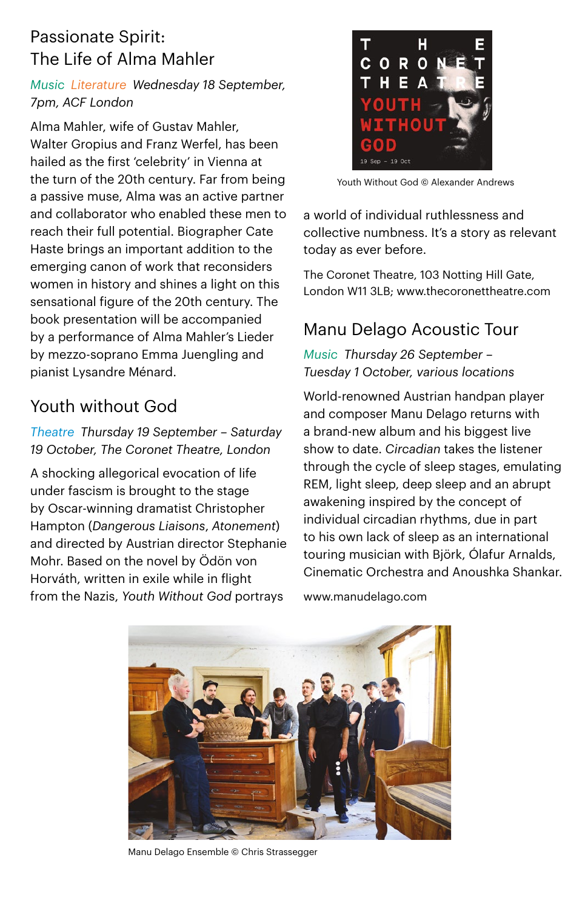## Passionate Spirit: The Life of Alma Mahler

*Music Literature Wednesday 18 September, 7pm, ACF London*

Alma Mahler, wife of Gustav Mahler, Walter Gropius and Franz Werfel, has been hailed as the first 'celebrity' in Vienna at the turn of the 20th century. Far from being a passive muse, Alma was an active partner and collaborator who enabled these men to reach their full potential. Biographer Cate Haste brings an important addition to the emerging canon of work that reconsiders women in history and shines a light on this sensational figure of the 20th century. The book presentation will be accompanied by a performance of Alma Mahler's Lieder by mezzo-soprano Emma Juengling and pianist Lysandre Ménard.

## Youth without God

*Theatre Thursday 19 September – Saturday 19 October, The Coronet Theatre, London*

A shocking allegorical evocation of life under fascism is brought to the stage by Oscar-winning dramatist Christopher Hampton (*Dangerous Liaisons*, *Atonement*) and directed by Austrian director Stephanie Mohr. Based on the novel by Ödön von Horváth, written in exile while in flight from the Nazis, *Youth Without God* portrays a world of individual ruthlessness and collective numbness. It's a story as relevant today as ever before.

Youth Without God © Alexander Andrews

The Coronet Theatre, 103 Notting Hill Gate, London W11 3LB; www.thecoronettheatre.com

## Manu Delago Acoustic Tour

*Music Thursday 26 September – Tuesday 1 October, various locations*

World-renowned Austrian handpan player and composer Manu Delago returns with a brand-new album and his biggest live show to date. *Circadian* takes the listener through the cycle of sleep stages, emulating REM, light sleep, deep sleep and an abrupt awakening inspired by the concept of individual circadian rhythms, due in part to his own lack of sleep as an international touring musician with Björk, Ólafur Arnalds, Cinematic Orchestra and Anoushka Shankar.

www.manudelago.com

Manu Delago Ensemble © Chris Strassegger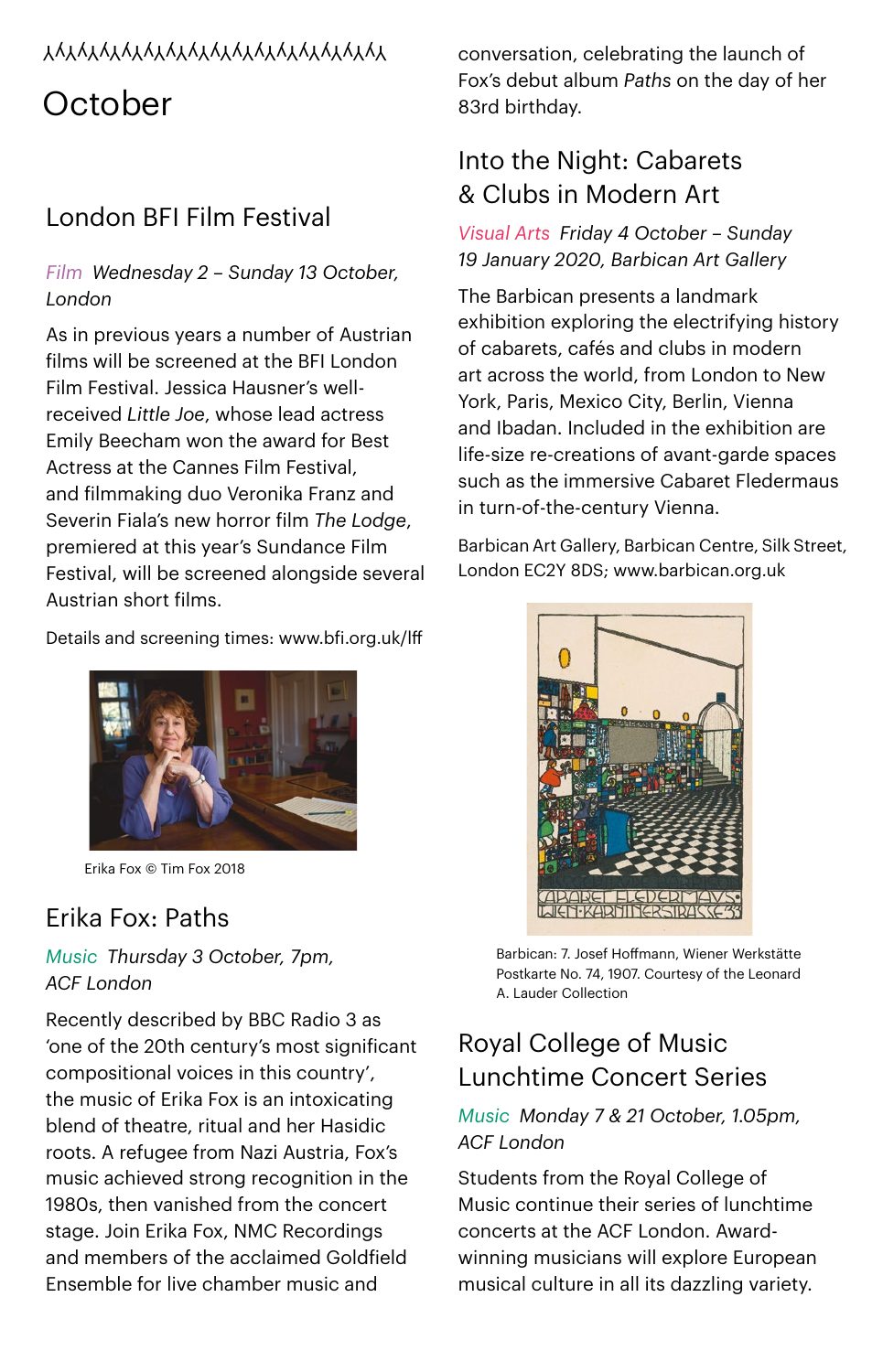# October

## London BFI Film Festival

*Film Wednesday 2 – Sunday 13 October, London*

As in previous years a number of Austrian films will be screened at the BFI London Film Festival. Jessica Hausner's well-received *Little Joe*, whose lead actress Emily Beecham won the award for Best Actress at the Cannes Film Festival, and filmmaking duo Veronika Franz and Severin Fiala's new horror film *The Lodge*, premiered at this year's Sundance Film Festival, will be screened alongside several Austrian short films.

Details and screening times: www.bfi.org.uk/lff

Erika Fox © Tim Fox 2018

## Erika Fox: Paths

*Music Thursday 3 October, 7pm, ACF London*

Recently described by BBC Radio 3 as 'one of the 20th century's most significant compositional voices in this country', the music of Erika Fox is an intoxicating blend of theatre, ritual and her Hasidic roots. A refugee from Nazi Austria, Fox's music achieved strong recognition in the 1980s, then vanished from the concert stage. Join Erika Fox, NMC Recordings and members of the acclaimed Goldfield Ensemble for live chamber music and conversation, celebrating the launch of Fox's debut album *Paths* on the day of her 83rd birthday.

## Into the Night: Cabarets & Clubs in Modern Art

*Visual Arts Friday 4 October – Sunday 19 January 2020, Barbican Art Gallery*

The Barbican presents a landmark exhibition exploring the electrifying history of cabarets, cafés and clubs in modern art across the world, from London to New York, Paris, Mexico City, Berlin, Vienna and Ibadan. Included in the exhibition are life-size re-creations of avant-garde spaces such as the immersive Cabaret Fledermaus in turn-of-the-century Vienna.

Barbican Art Gallery, Barbican Centre, Silk Street, London EC2Y 8DS; www.barbican.org.uk

Barbican: 7. Josef Hoffmann, Wiener Werkstätte Postkarte No. 74, 1907. Courtesy of the Leonard A. Lauder Collection

## Royal College of Music Lunchtime Concert Series

*Music Monday 7 & 21 October, 1.05pm, ACF London*

Students from the Royal College of Music continue their series of lunchtime concerts at the ACF London. Award-winning musicians will explore European musical culture in all its dazzling variety.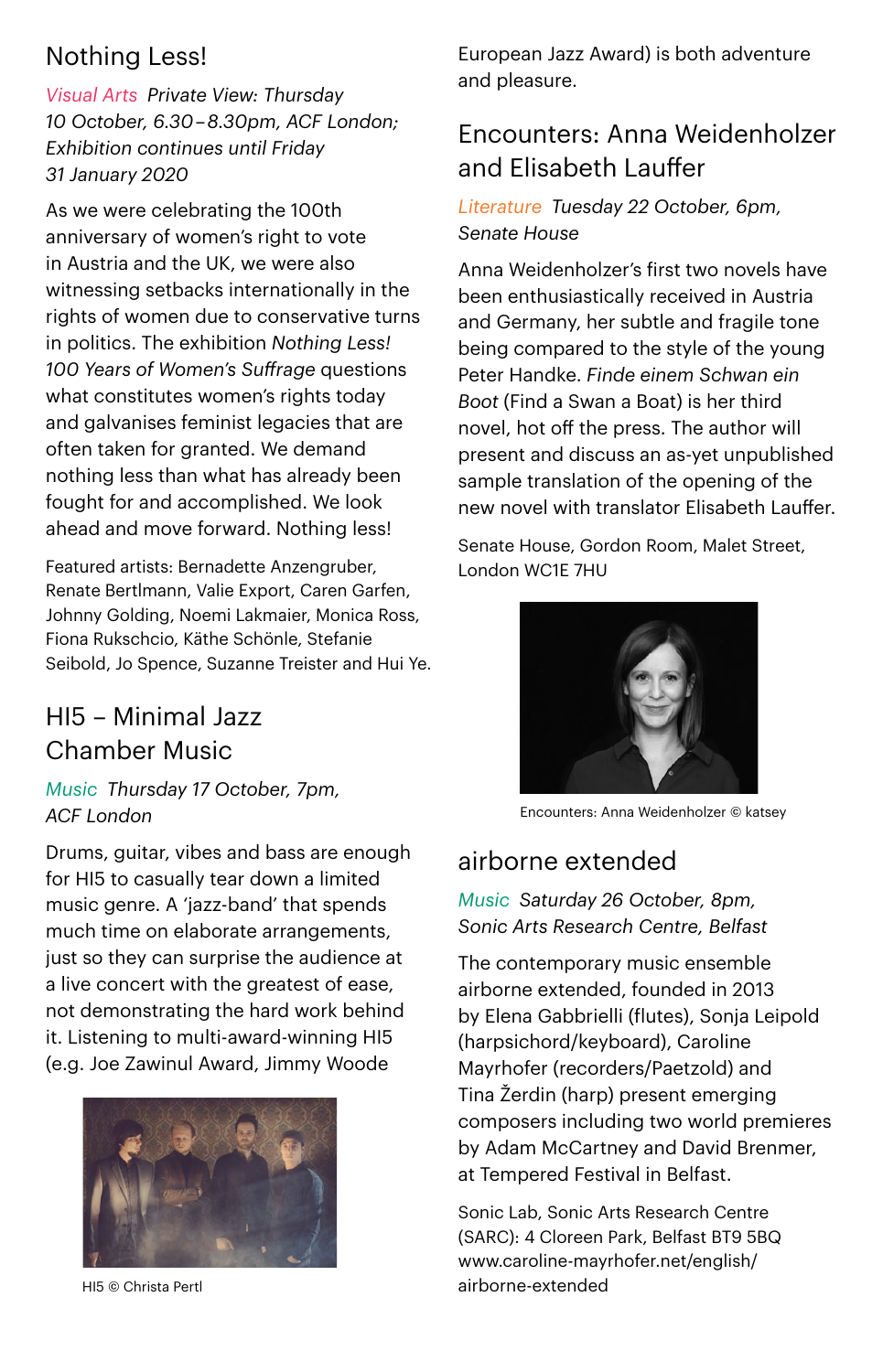## Nothing Less!

*Visual Arts Private View: Thursday 10 October, 6.30–8.30pm, ACF London; Exhibition continues until Friday 31 January 2020*

As we were celebrating the 100th anniversary of women's right to vote in Austria and the UK, we were also witnessing setbacks internationally in the rights of women due to conservative turns in politics. The exhibition *Nothing Less! 100 Years of Women's Suffrage* questions what constitutes women's rights today and galvanises feminist legacies that are often taken for granted. We demand nothing less than what has already been fought for and accomplished. We look ahead and move forward. Nothing less!

Featured artists: Bernadette Anzengruber, Renate Bertlmann, Valie Export, Caren Garfen, Johnny Golding, Noemi Lakmaier, Monica Ross, Fiona Rukschcio, Käthe Schönle, Stefanie Seibold, Jo Spence, Suzanne Treister and Hui Ye.

## HI5 – Minimal Jazz Chamber Music

*Music Thursday 17 October, 7pm, ACF London*

Drums, guitar, vibes and bass are enough for HI5 to casually tear down a limited music genre. A 'jazz-band' that spends much time on elaborate arrangements, just so they can surprise the audience at a live concert with the greatest of ease, not demonstrating the hard work behind it. Listening to multi-award-winning HI5 (e.g. Joe Zawinul Award, Jimmy Woode European Jazz Award) is both adventure and pleasure.

HI5 © Christa Pertl

## Encounters: Anna Weidenholzer and Elisabeth Lauffer

*Literature Tuesday 22 October, 6pm, Senate House*

Anna Weidenholzer's first two novels have been enthusiastically received in Austria and Germany, her subtle and fragile tone being compared to the style of the young Peter Handke. *Finde einem Schwan ein Boot* (Find a Swan a Boat) is her third novel, hot off the press. The author will present and discuss an as-yet unpublished sample translation of the opening of the new novel with translator Elisabeth Lauffer.

Senate House, Gordon Room, Malet Street, London WC1E 7HU

Encounters: Anna Weidenholzer © katsey

## airborne extended

*Music Saturday 26 October, 8pm, Sonic Arts Research Centre, Belfast*

The contemporary music ensemble airborne extended, founded in 2013 by Elena Gabbrielli (flutes), Sonja Leipold (harpsichord/keyboard), Caroline Mayrhofer (recorders/Paetzold) and Tina Žerdin (harp) present emerging composers including two world premieres by Adam McCartney and David Brenmer, at Tempered Festival in Belfast.

Sonic Lab, Sonic Arts Research Centre (SARC): 4 Cloreen Park, Belfast BT9 5BQ
www.caroline-mayrhofer.net/english/airborne-extended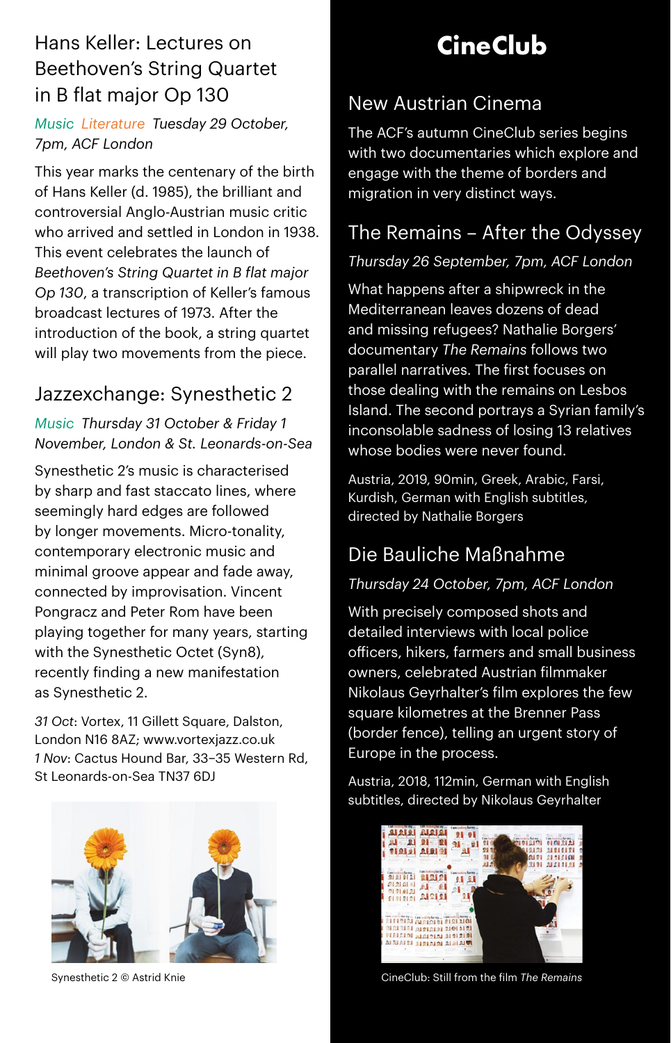## Hans Keller: Lectures on Beethoven's String Quartet in B flat major Op 130

Music Literature *Tuesday 29 October, 7pm, ACF London*

This year marks the centenary of the birth of Hans Keller (d. 1985), the brilliant and controversial Anglo-Austrian music critic who arrived and settled in London in 1938. This event celebrates the launch of *Beethoven's String Quartet in B flat major Op 130*, a transcription of Keller's famous broadcast lectures of 1973. After the introduction of the book, a string quartet will play two movements from the piece.

## Jazzexchange: Synesthetic 2

Music *Thursday 31 October & Friday 1 November, London & St. Leonards-on-Sea*

Synesthetic 2's music is characterised by sharp and fast staccato lines, where seemingly hard edges are followed by longer movements. Micro-tonality, contemporary electronic music and minimal groove appear and fade away, connected by improvisation. Vincent Pongracz and Peter Rom have been playing together for many years, starting with the Synesthetic Octet (Syn8), recently finding a new manifestation as Synesthetic 2.

*31 Oct*: Vortex, 11 Gillett Square, Dalston, London N16 8AZ; www.vortexjazz.co.uk
*1 Nov*: Cactus Hound Bar, 33–35 Western Rd, St Leonards-on-Sea TN37 6DJ

Synesthetic 2 © Astrid Knie

# CineClub

## New Austrian Cinema

The ACF's autumn CineClub series begins with two documentaries which explore and engage with the theme of borders and migration in very distinct ways.

## The Remains – After the Odyssey

*Thursday 26 September, 7pm, ACF London*

What happens after a shipwreck in the Mediterranean leaves dozens of dead and missing refugees? Nathalie Borgers' documentary *The Remains* follows two parallel narratives. The first focuses on those dealing with the remains on Lesbos Island. The second portrays a Syrian family's inconsolable sadness of losing 13 relatives whose bodies were never found.

Austria, 2019, 90min, Greek, Arabic, Farsi, Kurdish, German with English subtitles, directed by Nathalie Borgers

## Die Bauliche Maßnahme

*Thursday 24 October, 7pm, ACF London*

With precisely composed shots and detailed interviews with local police officers, hikers, farmers and small business owners, celebrated Austrian filmmaker Nikolaus Geyrhalter's film explores the few square kilometres at the Brenner Pass (border fence), telling an urgent story of Europe in the process.

Austria, 2018, 112min, German with English subtitles, directed by Nikolaus Geyrhalter

CineClub: Still from the film *The Remains*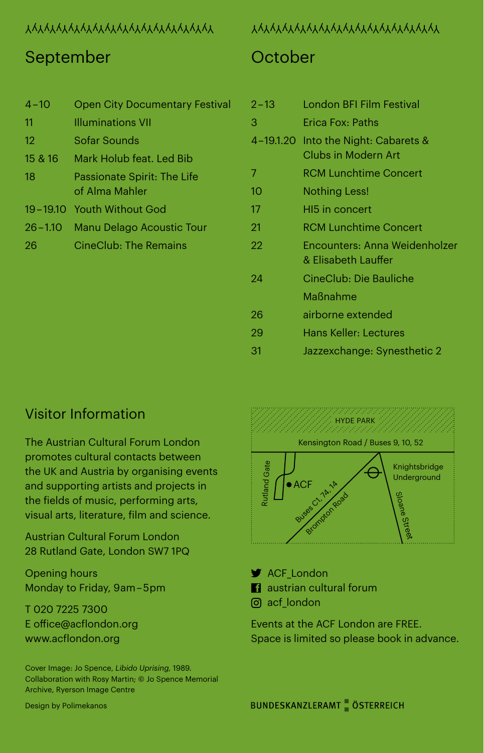## September

| | |
|---|---|
| 4–10 | Open City Documentary Festival |
| 11 | Illuminations VII |
| 12 | Sofar Sounds |
| 15 & 16 | Mark Holub feat. Led Bib |
| 18 | Passionate Spirit: The Life of Alma Mahler |
| 19–19.10 | Youth Without God |
| 26–1.10 | Manu Delago Acoustic Tour |
| 26 | CineClub: The Remains |

## October

| | |
|---|---|
| 2–13 | London BFI Film Festival |
| 3 | Erica Fox: Paths |
| 4–19.1.20 | Into the Night: Cabarets & Clubs in Modern Art |
| 7 | RCM Lunchtime Concert |
| 10 | Nothing Less! |
| 17 | HI5 in concert |
| 21 | RCM Lunchtime Concert |
| 22 | Encounters: Anna Weidenholzer & Elisabeth Lauffer |
| 24 | CineClub: Die Bauliche Maßnahme |
| 26 | airborne extended |
| 29 | Hans Keller: Lectures |
| 31 | Jazzexchange: Synesthetic 2 |

## Visitor Information

The Austrian Cultural Forum London promotes cultural contacts between the UK and Austria by organising events and supporting artists and projects in the fields of music, performing arts, visual arts, literature, film and science.

Austrian Cultural Forum London
28 Rutland Gate, London SW7 1PQ

Opening hours
Monday to Friday, 9am–5pm

T 020 7225 7300
E office@acflondon.org
www.acflondon.org

HYDE PARK
Kensington Road / Buses 9, 10, 52
Rutland Gate
ACF
Buses C1, 74, 14
Brompton Road
Knightsbridge Underground
Sloane Street

ACF_London
austrian cultural forum
acf_london

Events at the ACF London are FREE.
Space is limited so please book in advance.

Cover Image: Jo Spence, *Libido Uprising*, 1989.
Collaboration with Rosy Martin; © Jo Spence Memorial Archive, Ryerson Image Centre

Design by Polimekanos

BUNDESKANZLERAMT ÖSTERREICH